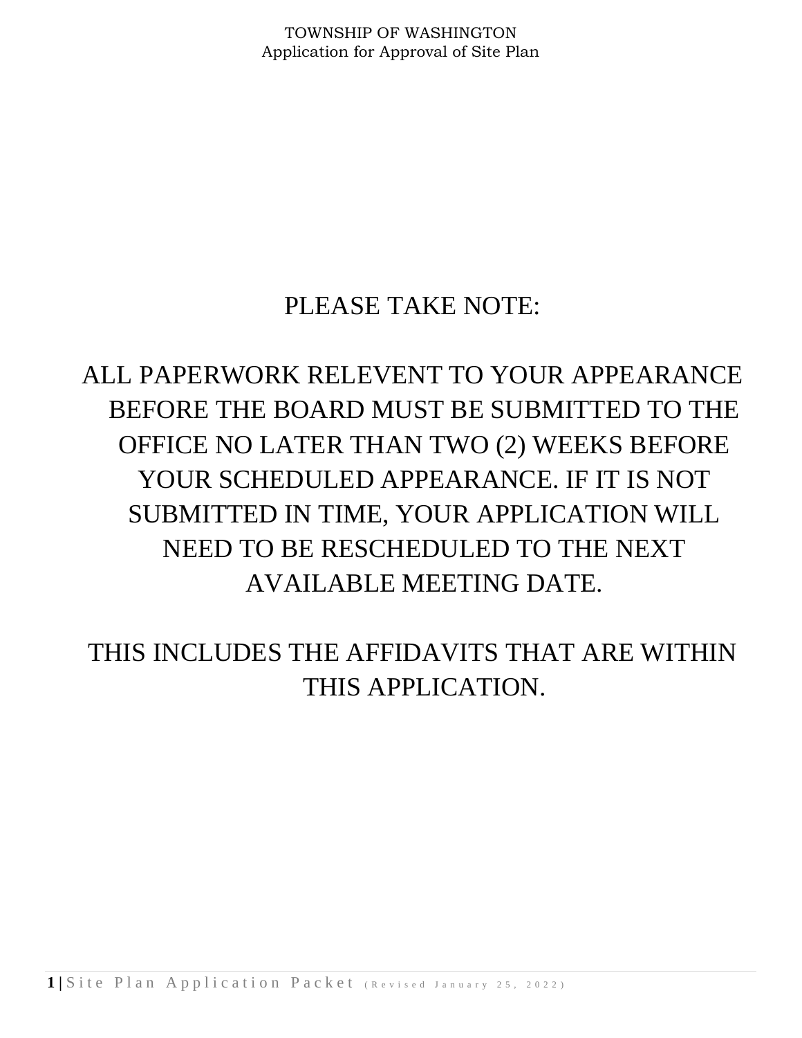PLEASE TAKE NOTE:

ALL PAPERWORK RELEVENT TO YOUR APPEARANCE BEFORE THE BOARD MUST BE SUBMITTED TO THE OFFICE NO LATER THAN TWO (2) WEEKS BEFORE YOUR SCHEDULED APPEARANCE. IF IT IS NOT SUBMITTED IN TIME, YOUR APPLICATION WILL NEED TO BE RESCHEDULED TO THE NEXT AVAILABLE MEETING DATE.

THIS INCLUDES THE AFFIDAVITS THAT ARE WITHIN THIS APPLICATION.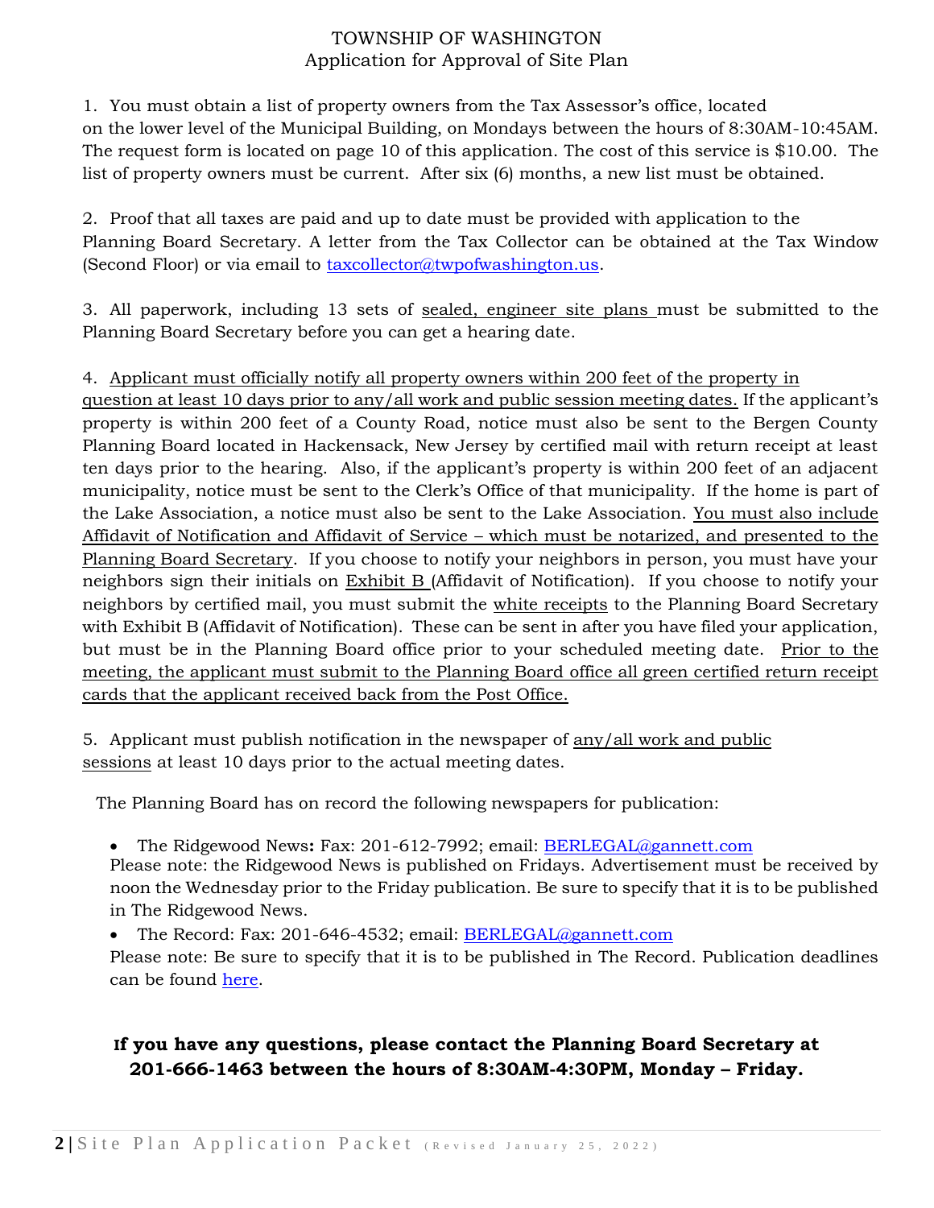# TOWNSHIP OF WASHINGTON

## Application for Approval of Site Plan

1. You must obtain a list of property owners from the Tax Assessor's office, located on the lower level of the Municipal Building, on Mondays between the hours of 8:30AM-10:45AM. The request form is located on page 10 of this application. The cost of this service is $10.00. The list of property owners must be current. After six (6) months, a new list must be obtained.

2. Proof that all taxes are paid and up to date must be provided with application to the Planning Board Secretary. A letter from the Tax Collector can be obtained at the Tax Window (Second Floor) or via email to taxcollector@twpofwashington.us.

3. All paperwork, including 13 sets of sealed, engineer site plans must be submitted to the Planning Board Secretary before you can get a hearing date.

4. Applicant must officially notify all property owners within 200 feet of the property in question at least 10 days prior to any/all work and public session meeting dates. If the applicant's property is within 200 feet of a County Road, notice must also be sent to the Bergen County Planning Board located in Hackensack, New Jersey by certified mail with return receipt at least ten days prior to the hearing. Also, if the applicant's property is within 200 feet of an adjacent municipality, notice must be sent to the Clerk's Office of that municipality. If the home is part of the Lake Association, a notice must also be sent to the Lake Association. You must also include Affidavit of Notification and Affidavit of Service – which must be notarized, and presented to the Planning Board Secretary. If you choose to notify your neighbors in person, you must have your neighbors sign their initials on Exhibit B (Affidavit of Notification). If you choose to notify your neighbors by certified mail, you must submit the white receipts to the Planning Board Secretary with Exhibit B (Affidavit of Notification). These can be sent in after you have filed your application, but must be in the Planning Board office prior to your scheduled meeting date. Prior to the meeting, the applicant must submit to the Planning Board office all green certified return receipt cards that the applicant received back from the Post Office.

5. Applicant must publish notification in the newspaper of any/all work and public sessions at least 10 days prior to the actual meeting dates.

The Planning Board has on record the following newspapers for publication:

- The Ridgewood News**:** Fax: 201-612-7992; email: BERLEGAL@gannett.com
  Please note: the Ridgewood News is published on Fridays. Advertisement must be received by noon the Wednesday prior to the Friday publication. Be sure to specify that it is to be published in The Ridgewood News.
- The Record: Fax: 201-646-4532; email: BERLEGAL@gannett.com
  Please note: Be sure to specify that it is to be published in The Record. Publication deadlines can be found here.

**If you have any questions, please contact the Planning Board Secretary at 201-666-1463 between the hours of 8:30AM-4:30PM, Monday – Friday.**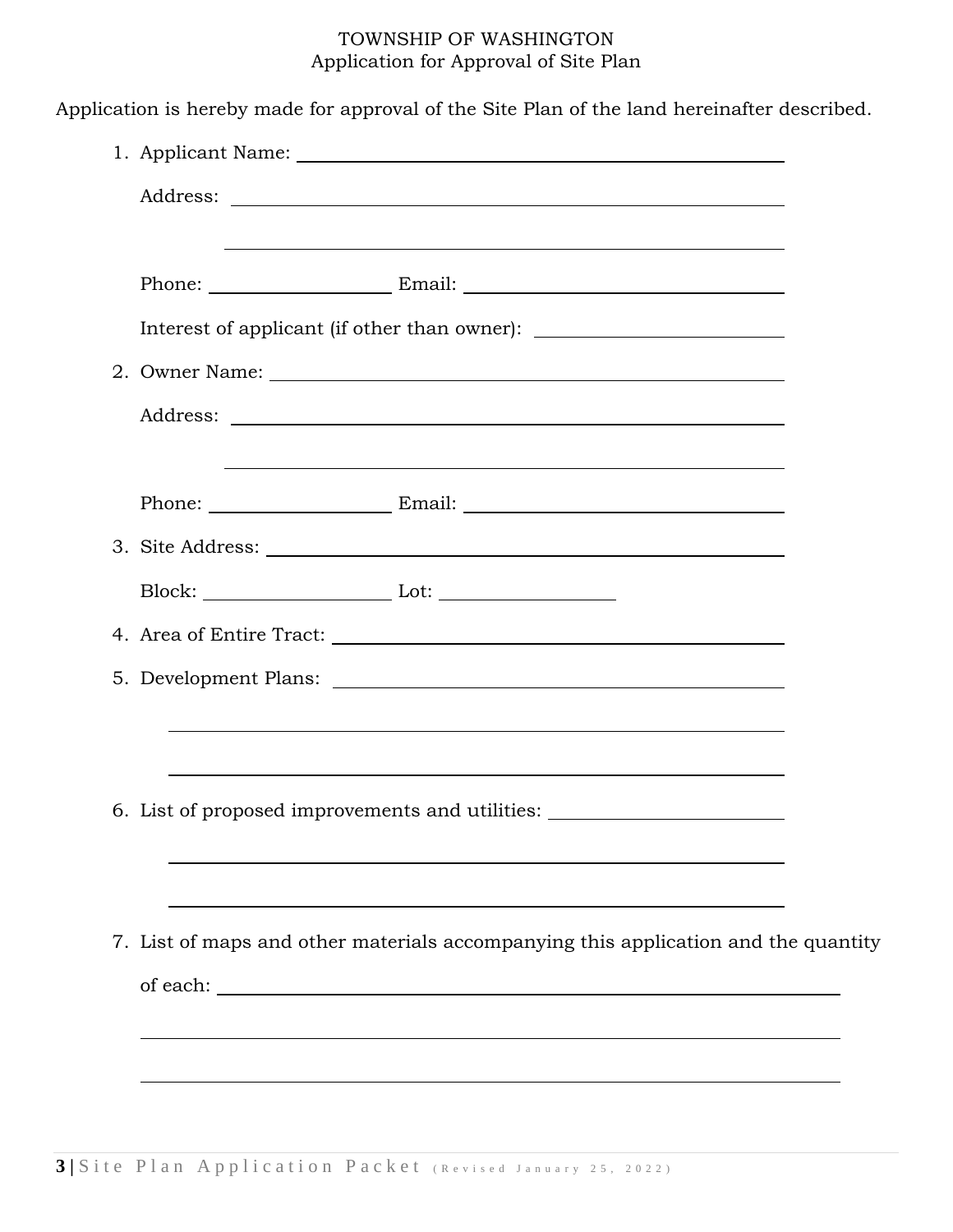# TOWNSHIP OF WASHINGTON

## Application for Approval of Site Plan

Application is hereby made for approval of the Site Plan of the land hereinafter described.

1. Applicant Name: ______________________________________________

   Address: ______________________________________________

   ______________________________________________

   Phone: ____________________ Email: ______________________________

   Interest of applicant (if other than owner): ______________________

2. Owner Name: ______________________________________________

   Address: ______________________________________________

   ______________________________________________

   Phone: ____________________ Email: ______________________________

3. Site Address: ______________________________________________

   Block: ____________________ Lot: __________________

4. Area of Entire Tract: ______________________________________________

5. Development Plans: ______________________________________________

   ______________________________________________

   ______________________________________________

6. List of proposed improvements and utilities: ______________________

   ______________________________________________

   ______________________________________________

7. List of maps and other materials accompanying this application and the quantity of each: ______________________________________________

   ______________________________________________

   ______________________________________________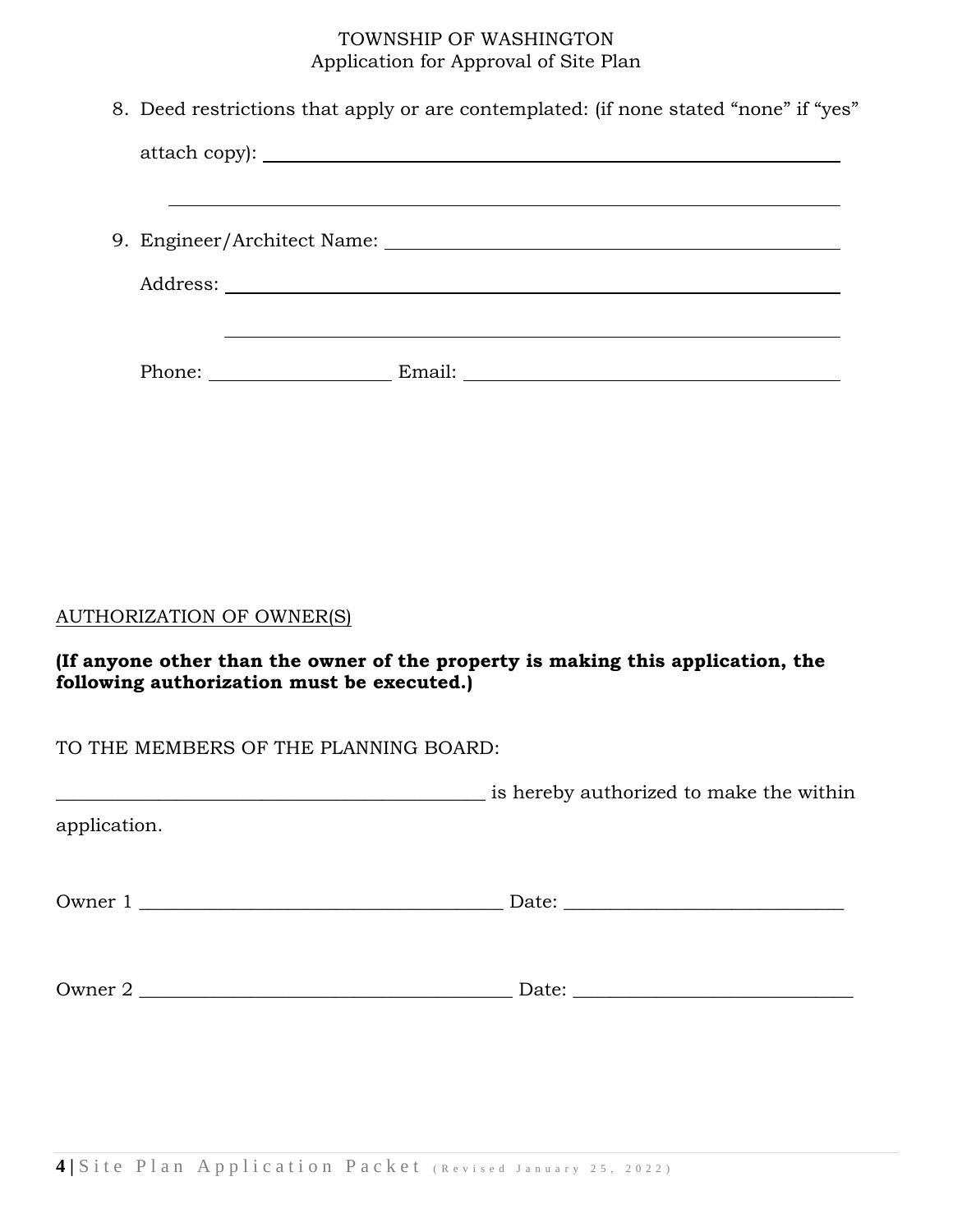8. Deed restrictions that apply or are contemplated: (if none stated "none" if "yes" attach copy): ______________________________________________

   ______________________________________________

9. Engineer/Architect Name: ______________________________

   Address: ______________________________________________

   ______________________________________________

   Phone: ____________________ Email: ______________________________

AUTHORIZATION OF OWNER(S)

**(If anyone other than the owner of the property is making this application, the following authorization must be executed.)**

TO THE MEMBERS OF THE PLANNING BOARD:

_______________________________________________ is hereby authorized to make the within application.

Owner 1 ________________________________________ Date: ______________________________

Owner 2 ________________________________________ Date: ______________________________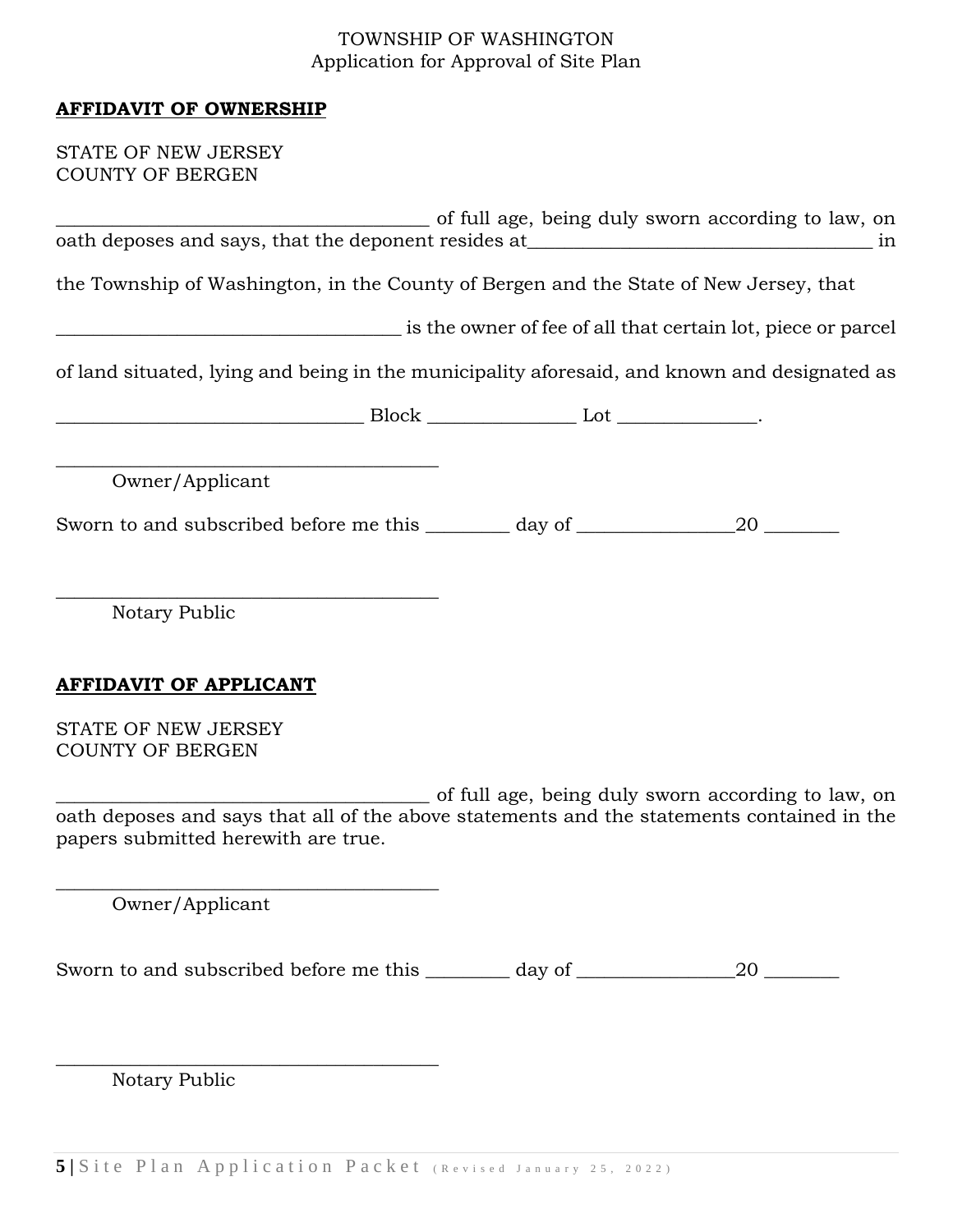TOWNSHIP OF WASHINGTON
Application for Approval of Site Plan

**AFFIDAVIT OF OWNERSHIP**

STATE OF NEW JERSEY
COUNTY OF BERGEN

_______________________________________ of full age, being duly sworn according to law, on oath deposes and says, that the deponent resides at___________________________________ in

the Township of Washington, in the County of Bergen and the State of New Jersey, that

____________________________________ is the owner of fee of all that certain lot, piece or parcel

of land situated, lying and being in the municipality aforesaid, and known and designated as

________________________________ Block _______________ Lot ______________.

________________________________________
Owner/Applicant

Sworn to and subscribed before me this ________ day of ________________20 _______

________________________________________
Notary Public

**AFFIDAVIT OF APPLICANT**

STATE OF NEW JERSEY
COUNTY OF BERGEN

_______________________________________ of full age, being duly sworn according to law, on oath deposes and says that all of the above statements and the statements contained in the papers submitted herewith are true.

________________________________________
Owner/Applicant

Sworn to and subscribed before me this ________ day of ________________20 _______

________________________________________
Notary Public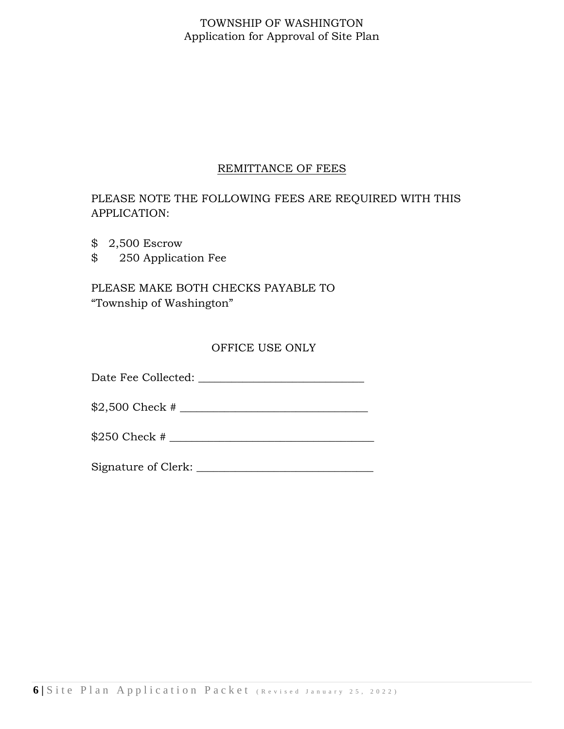TOWNSHIP OF WASHINGTON
Application for Approval of Site Plan

## REMITTANCE OF FEES

PLEASE NOTE THE FOLLOWING FEES ARE REQUIRED WITH THIS APPLICATION:

$ 2,500 Escrow
$ 250 Application Fee

PLEASE MAKE BOTH CHECKS PAYABLE TO
"Township of Washington"

### OFFICE USE ONLY

Date Fee Collected: ______________________________

$2,500 Check # __________________________________

$250 Check # ____________________________________

Signature of Clerk: ______________________________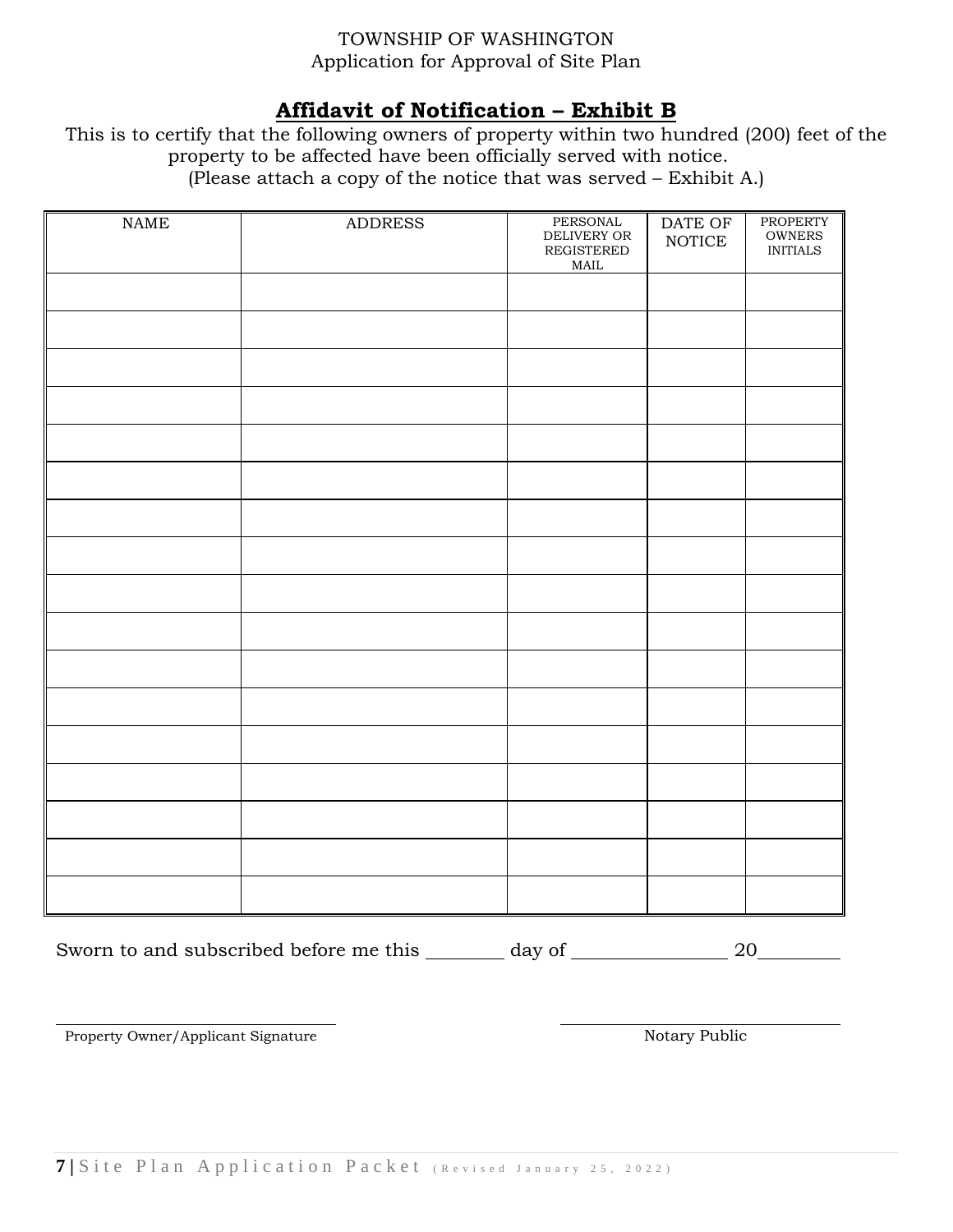TOWNSHIP OF WASHINGTON
Application for Approval of Site Plan

## Affidavit of Notification – Exhibit B

This is to certify that the following owners of property within two hundred (200) feet of the property to be affected have been officially served with notice.
(Please attach a copy of the notice that was served – Exhibit A.)

| NAME | ADDRESS | PERSONAL DELIVERY OR REGISTERED MAIL | DATE OF NOTICE | PROPERTY OWNERS INITIALS |
|---|---|---|---|---|
| | | | | |
| | | | | |
| | | | | |
| | | | | |
| | | | | |
| | | | | |
| | | | | |
| | | | | |
| | | | | |
| | | | | |
| | | | | |
| | | | | |
| | | | | |
| | | | | |
| | | | | |
| | | | | |
| | | | | |

Sworn to and subscribed before me this ________ day of ________________ 20________

_______________________________ Property Owner/Applicant Signature

_______________________________ Notary Public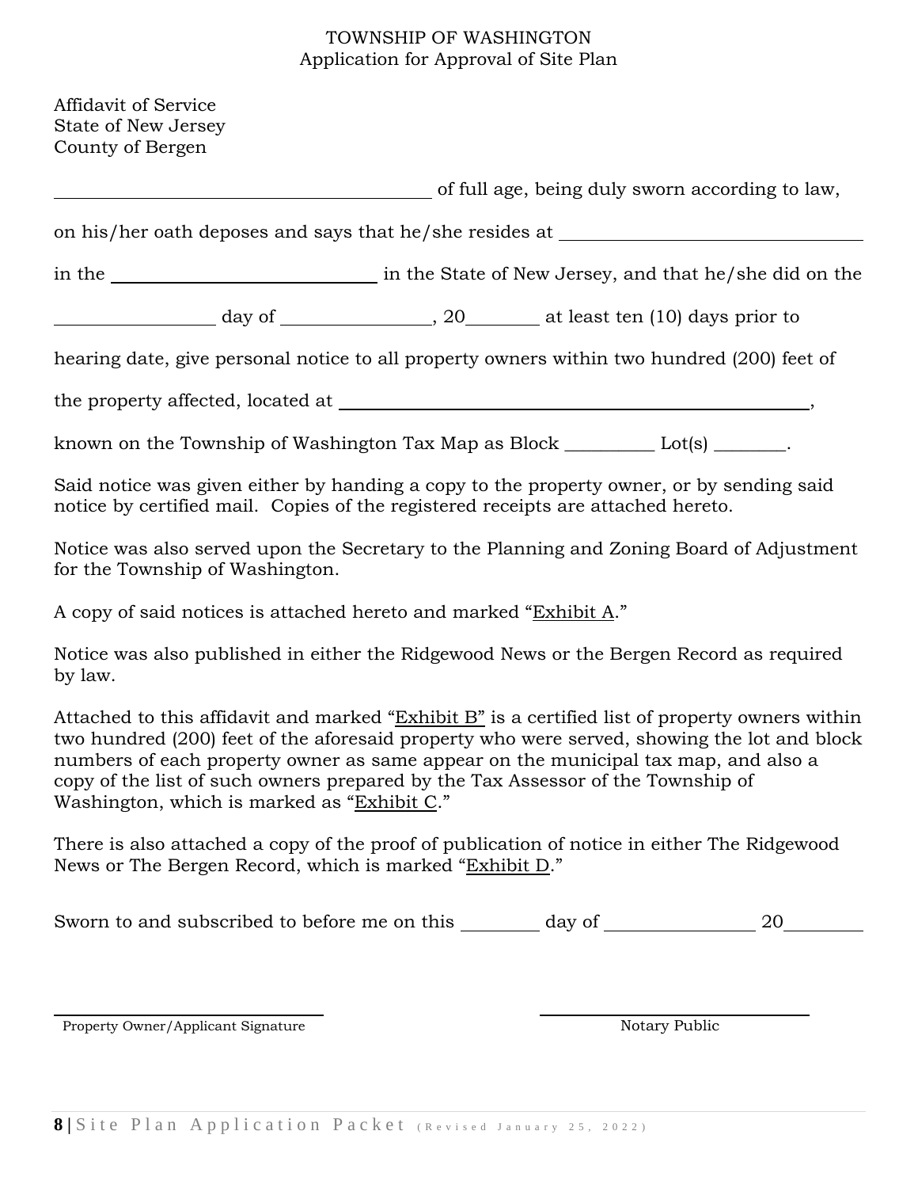TOWNSHIP OF WASHINGTON
Application for Approval of Site Plan

Affidavit of Service
State of New Jersey
County of Bergen

________________________________________ of full age, being duly sworn according to law,

on his/her oath deposes and says that he/she resides at ________________________________

in the ____________________________ in the State of New Jersey, and that he/she did on the

_________________ day of ________________, 20________ at least ten (10) days prior to

hearing date, give personal notice to all property owners within two hundred (200) feet of

the property affected, located at ________________________________________________,

known on the Township of Washington Tax Map as Block __________ Lot(s) ________.

Said notice was given either by handing a copy to the property owner, or by sending said notice by certified mail. Copies of the registered receipts are attached hereto.

Notice was also served upon the Secretary to the Planning and Zoning Board of Adjustment for the Township of Washington.

A copy of said notices is attached hereto and marked "<u>Exhibit A</u>."

Notice was also published in either the Ridgewood News or the Bergen Record as required by law.

Attached to this affidavit and marked "<u>Exhibit B</u>" is a certified list of property owners within two hundred (200) feet of the aforesaid property who were served, showing the lot and block numbers of each property owner as same appear on the municipal tax map, and also a copy of the list of such owners prepared by the Tax Assessor of the Township of Washington, which is marked as "<u>Exhibit C</u>."

There is also attached a copy of the proof of publication of notice in either The Ridgewood News or The Bergen Record, which is marked "<u>Exhibit D</u>."

Sworn to and subscribed to before me on this ________ day of ________________ 20________

______________________________
Property Owner/Applicant Signature

______________________________
Notary Public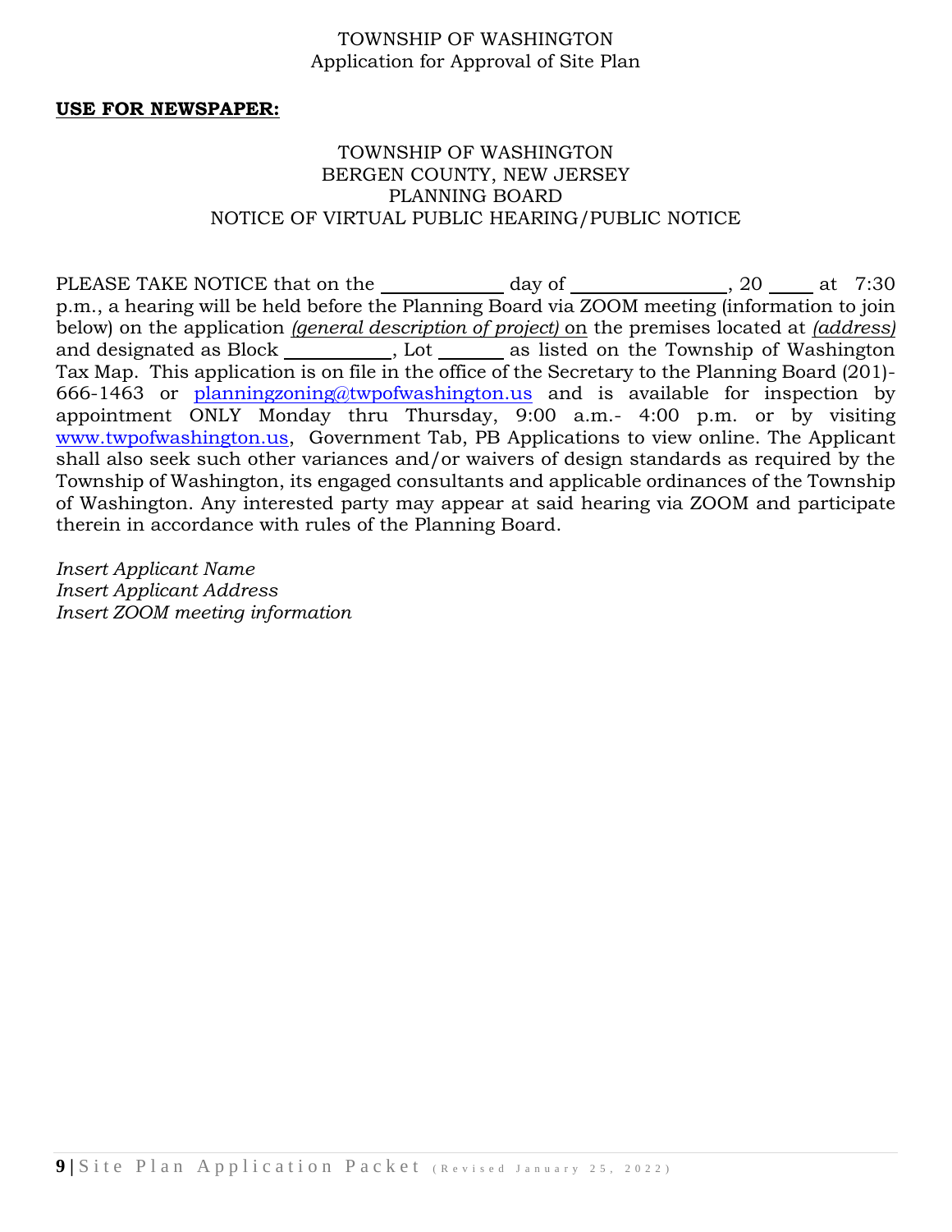TOWNSHIP OF WASHINGTON
Application for Approval of Site Plan

**USE FOR NEWSPAPER:**

TOWNSHIP OF WASHINGTON
BERGEN COUNTY, NEW JERSEY
PLANNING BOARD
NOTICE OF VIRTUAL PUBLIC HEARING/PUBLIC NOTICE

PLEASE TAKE NOTICE that on the ____________ day of _______________, 20 ____ at 7:30 p.m., a hearing will be held before the Planning Board via ZOOM meeting (information to join below) on the application *(general description of project)* on the premises located at *(address)* and designated as Block __________, Lot ______ as listed on the Township of Washington Tax Map. This application is on file in the office of the Secretary to the Planning Board (201)-666-1463 or planningzoning@twpofwashington.us and is available for inspection by appointment ONLY Monday thru Thursday, 9:00 a.m.- 4:00 p.m. or by visiting www.twpofwashington.us, Government Tab, PB Applications to view online. The Applicant shall also seek such other variances and/or waivers of design standards as required by the Township of Washington, its engaged consultants and applicable ordinances of the Township of Washington. Any interested party may appear at said hearing via ZOOM and participate therein in accordance with rules of the Planning Board.

*Insert Applicant Name*
*Insert Applicant Address*
*Insert ZOOM meeting information*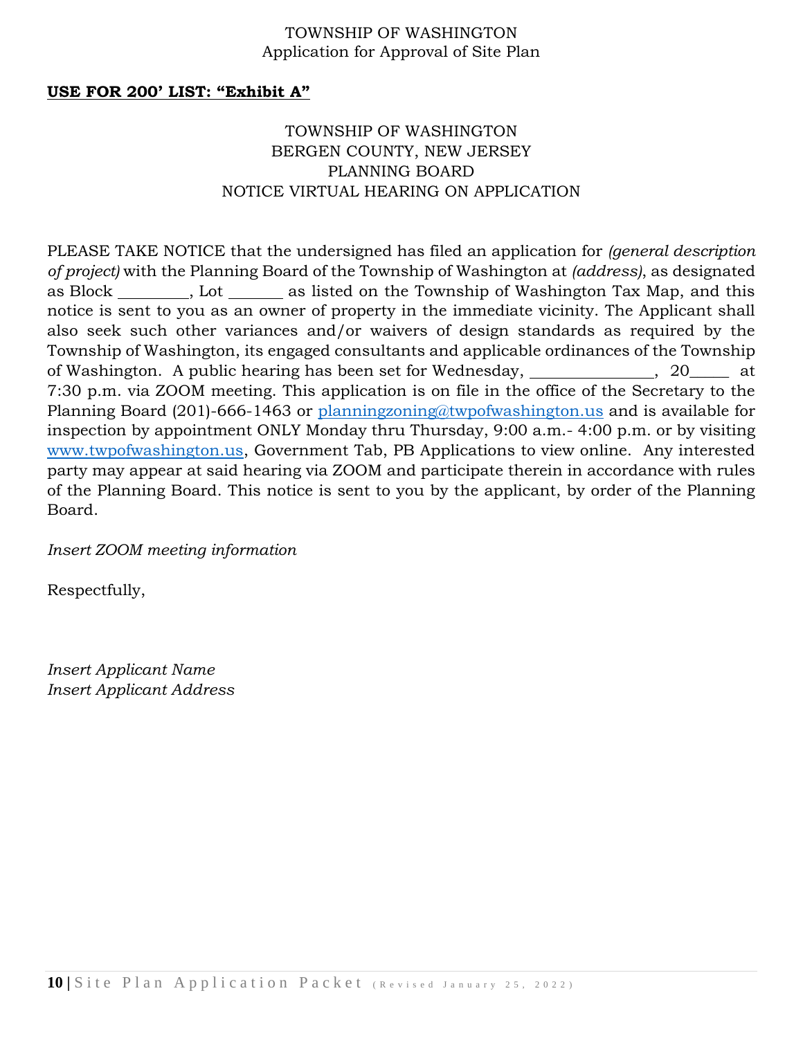TOWNSHIP OF WASHINGTON
Application for Approval of Site Plan

**USE FOR 200' LIST: "Exhibit A"**

TOWNSHIP OF WASHINGTON
BERGEN COUNTY, NEW JERSEY
PLANNING BOARD
NOTICE VIRTUAL HEARING ON APPLICATION

PLEASE TAKE NOTICE that the undersigned has filed an application for *(general description of project)* with the Planning Board of the Township of Washington at *(address)*, as designated as Block ________, Lot ______ as listed on the Township of Washington Tax Map, and this notice is sent to you as an owner of property in the immediate vicinity. The Applicant shall also seek such other variances and/or waivers of design standards as required by the Township of Washington, its engaged consultants and applicable ordinances of the Township of Washington. A public hearing has been set for Wednesday, _______________, 20_____ at 7:30 p.m. via ZOOM meeting. This application is on file in the office of the Secretary to the Planning Board (201)-666-1463 or planningzoning@twpofwashington.us and is available for inspection by appointment ONLY Monday thru Thursday, 9:00 a.m.- 4:00 p.m. or by visiting www.twpofwashington.us, Government Tab, PB Applications to view online. Any interested party may appear at said hearing via ZOOM and participate therein in accordance with rules of the Planning Board. This notice is sent to you by the applicant, by order of the Planning Board.

*Insert ZOOM meeting information*

Respectfully,

*Insert Applicant Name*
*Insert Applicant Address*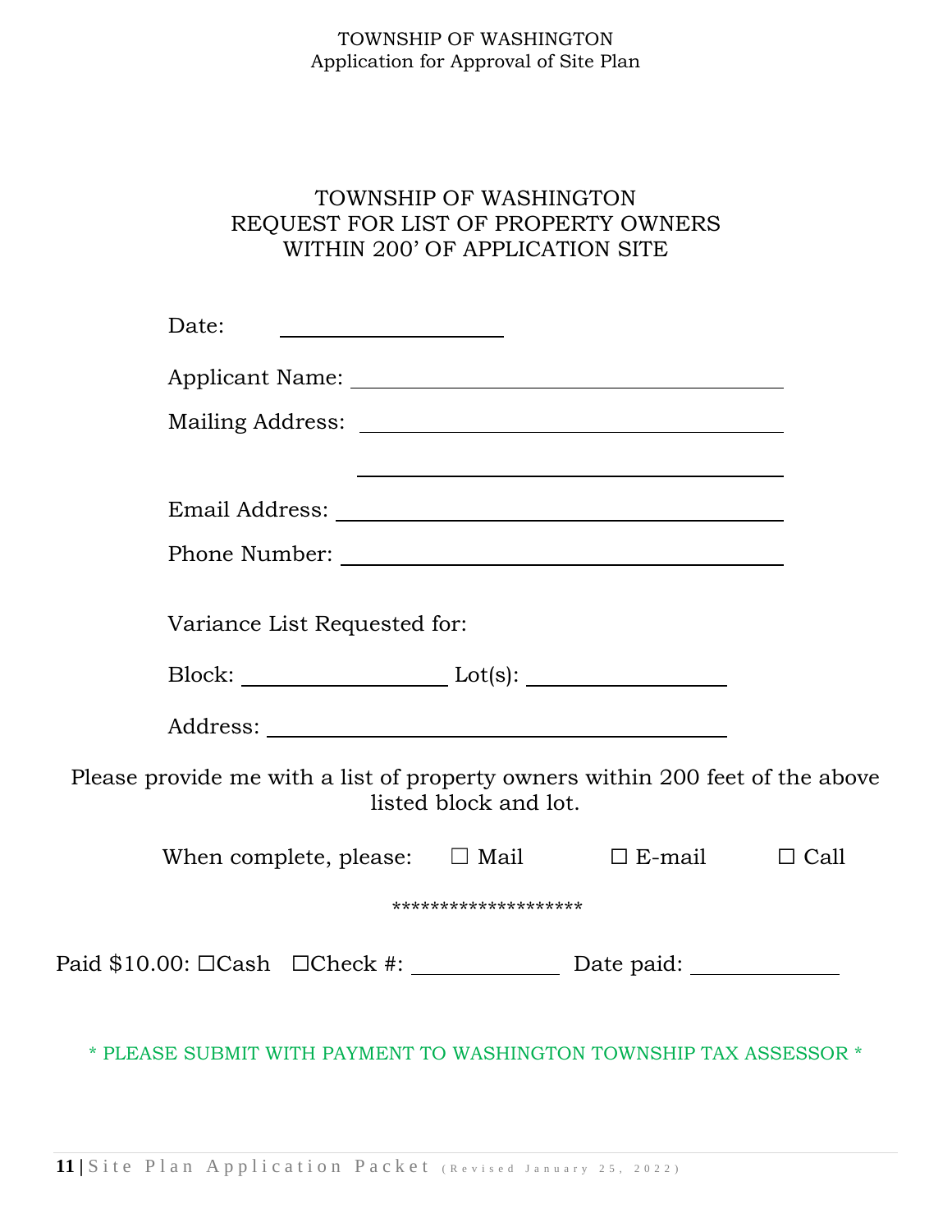# TOWNSHIP OF WASHINGTON
## REQUEST FOR LIST OF PROPERTY OWNERS WITHIN 200' OF APPLICATION SITE

Date: ____________________

Applicant Name: ________________________________________

Mailing Address: ________________________________________

________________________________________

Email Address: ________________________________________

Phone Number: ________________________________________

Variance List Requested for:

Block: __________________ Lot(s): __________________

Address: ________________________________________

Please provide me with a list of property owners within 200 feet of the above listed block and lot.

When complete, please: ☐ Mail ☐ E-mail ☐ Call

*******************

Paid $10.00: ☐Cash ☐Check #: ____________ Date paid: ____________

\* PLEASE SUBMIT WITH PAYMENT TO WASHINGTON TOWNSHIP TAX ASSESSOR \*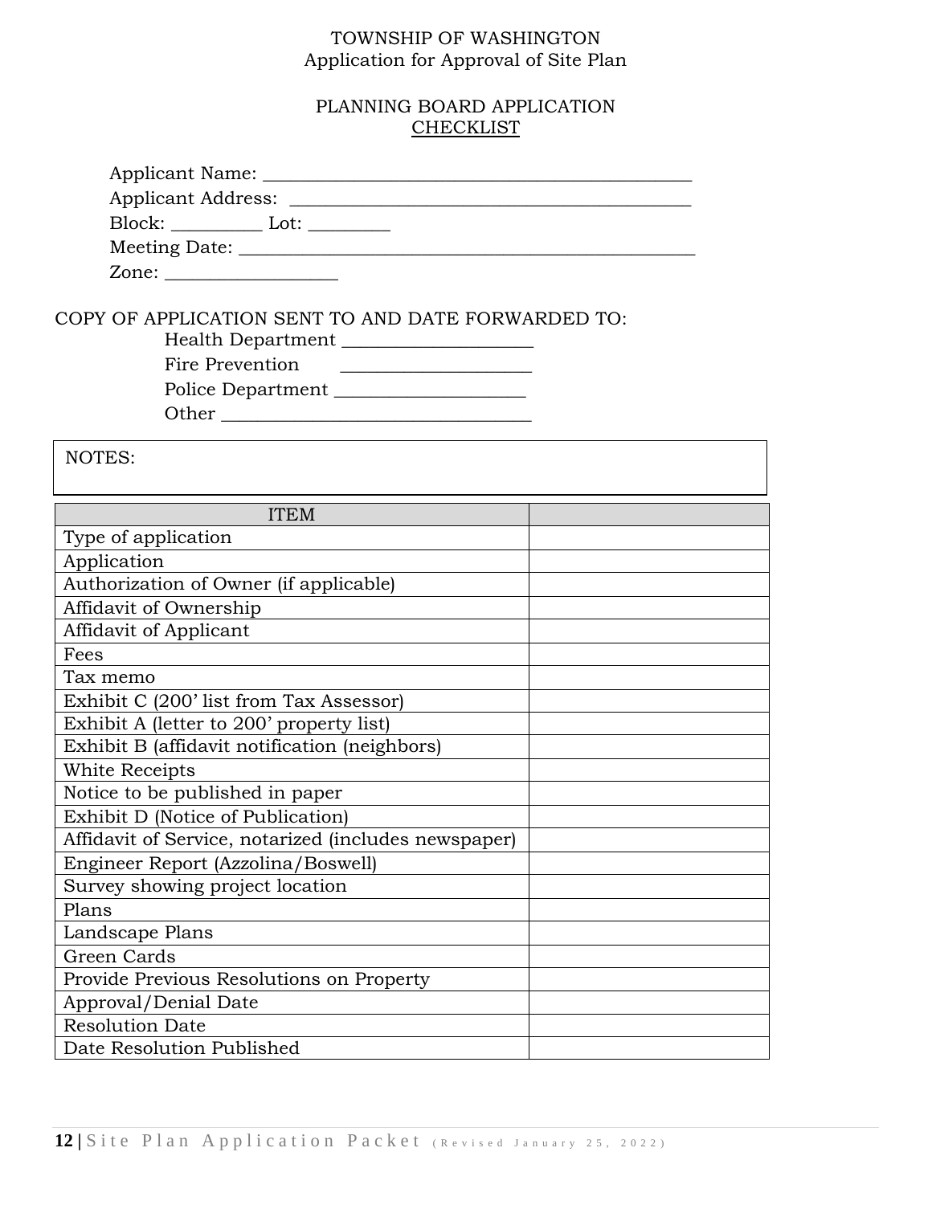TOWNSHIP OF WASHINGTON
Application for Approval of Site Plan

PLANNING BOARD APPLICATION
CHECKLIST

Applicant Name: ________________________________________________
Applicant Address: ______________________________________________
Block: _________ Lot: ________
Meeting Date: ___________________________________________________
Zone: __________________

COPY OF APPLICATION SENT TO AND DATE FORWARDED TO:

Health Department ____________________
Fire Prevention ____________________
Police Department ____________________
Other _________________________________

NOTES:

| ITEM | |
|---|---|
| Type of application | |
| Application | |
| Authorization of Owner (if applicable) | |
| Affidavit of Ownership | |
| Affidavit of Applicant | |
| Fees | |
| Tax memo | |
| Exhibit C (200' list from Tax Assessor) | |
| Exhibit A (letter to 200' property list) | |
| Exhibit B (affidavit notification (neighbors) | |
| White Receipts | |
| Notice to be published in paper | |
| Exhibit D (Notice of Publication) | |
| Affidavit of Service, notarized (includes newspaper) | |
| Engineer Report (Azzolina/Boswell) | |
| Survey showing project location | |
| Plans | |
| Landscape Plans | |
| Green Cards | |
| Provide Previous Resolutions on Property | |
| Approval/Denial Date | |
| Resolution Date | |
| Date Resolution Published | |